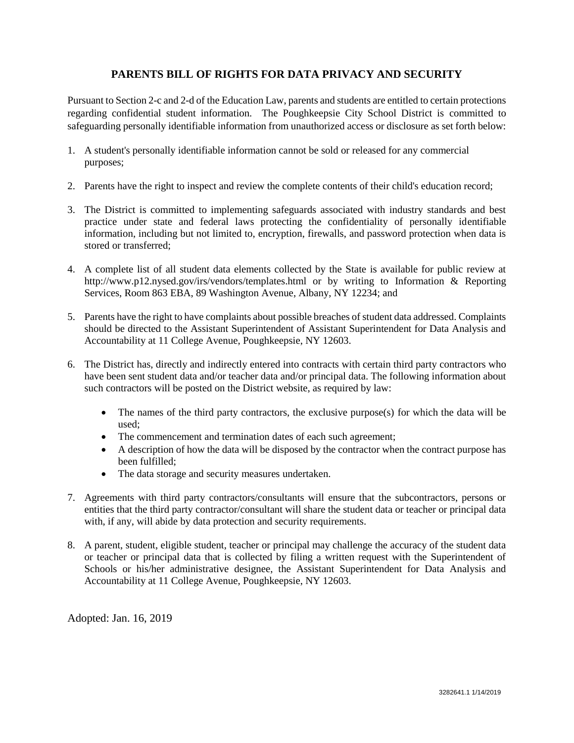## PARENTS BILL OF RIGHTS FOR DATA PRIVACY AND SECURITY

Pursuant to Section 2-c and 2-d of the Education Law, parents and students are entitled to certain protections regarding confidential student information. The Poughkeepsie City School District is committed to safeguarding personally identifiable information from unauthorized access or disclosure as set forth below:

1. A student's personally identifiable information cannot be sold or released for any commercial purposes;

2. Parents have the right to inspect and review the complete contents of their child's education record;

3. The District is committed to implementing safeguards associated with industry standards and best practice under state and federal laws protecting the confidentiality of personally identifiable information, including but not limited to, encryption, firewalls, and password protection when data is stored or transferred;

4. A complete list of all student data elements collected by the State is available for public review at http://www.p12.nysed.gov/irs/vendors/templates.html or by writing to Information & Reporting Services, Room 863 EBA, 89 Washington Avenue, Albany, NY 12234; and

5. Parents have the right to have complaints about possible breaches of student data addressed. Complaints should be directed to the Assistant Superintendent of Assistant Superintendent for Data Analysis and Accountability at 11 College Avenue, Poughkeepsie, NY 12603.

6. The District has, directly and indirectly entered into contracts with certain third party contractors who have been sent student data and/or teacher data and/or principal data. The following information about such contractors will be posted on the District website, as required by law:

   - The names of the third party contractors, the exclusive purpose(s) for which the data will be used;
   - The commencement and termination dates of each such agreement;
   - A description of how the data will be disposed by the contractor when the contract purpose has been fulfilled;
   - The data storage and security measures undertaken.

7. Agreements with third party contractors/consultants will ensure that the subcontractors, persons or entities that the third party contractor/consultant will share the student data or teacher or principal data with, if any, will abide by data protection and security requirements.

8. A parent, student, eligible student, teacher or principal may challenge the accuracy of the student data or teacher or principal data that is collected by filing a written request with the Superintendent of Schools or his/her administrative designee, the Assistant Superintendent for Data Analysis and Accountability at 11 College Avenue, Poughkeepsie, NY 12603.

Adopted: Jan. 16, 2019

3282641.1 1/14/2019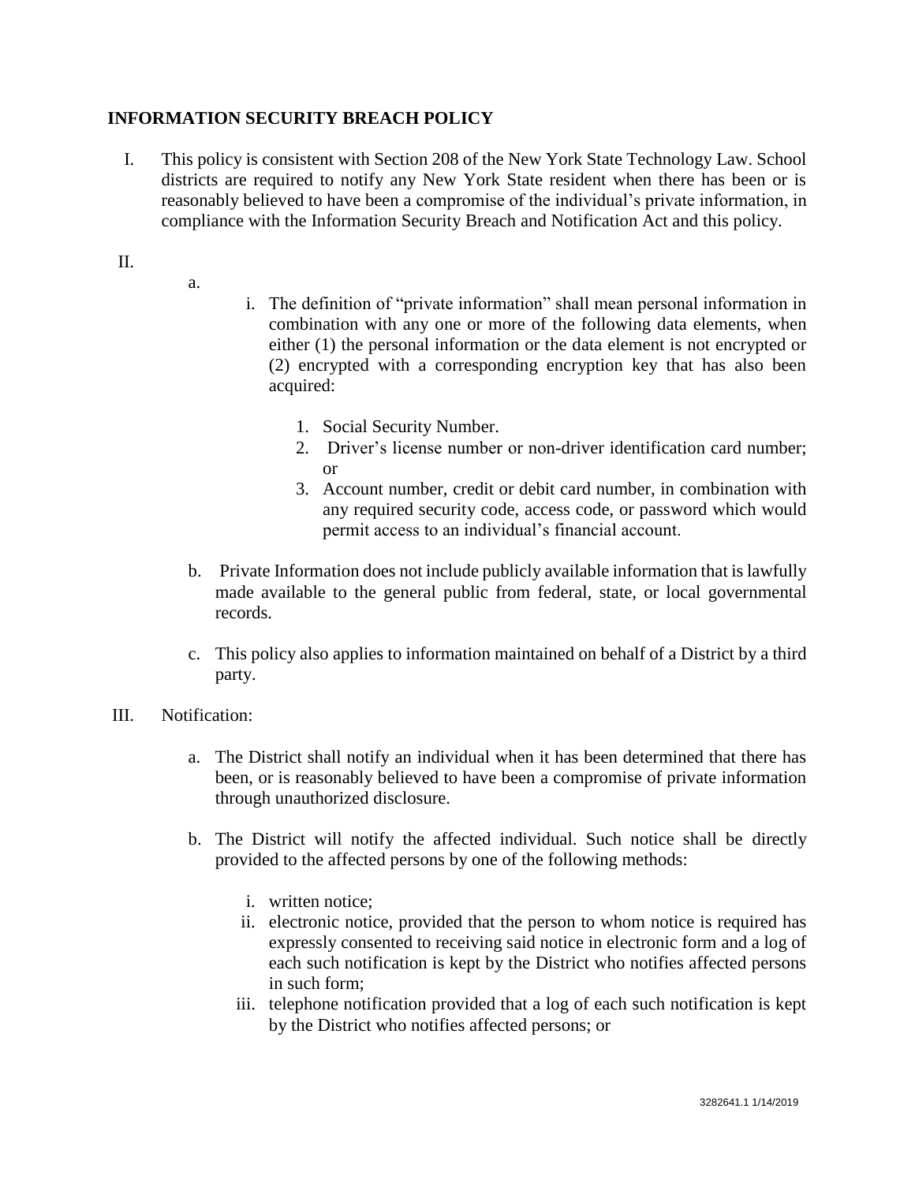**INFORMATION SECURITY BREACH POLICY**

I. This policy is consistent with Section 208 of the New York State Technology Law. School districts are required to notify any New York State resident when there has been or is reasonably believed to have been a compromise of the individual's private information, in compliance with the Information Security Breach and Notification Act and this policy.

II.

a.

i. The definition of "private information" shall mean personal information in combination with any one or more of the following data elements, when either (1) the personal information or the data element is not encrypted or (2) encrypted with a corresponding encryption key that has also been acquired:

1. Social Security Number.
2. Driver's license number or non-driver identification card number; or
3. Account number, credit or debit card number, in combination with any required security code, access code, or password which would permit access to an individual's financial account.

b. Private Information does not include publicly available information that is lawfully made available to the general public from federal, state, or local governmental records.

c. This policy also applies to information maintained on behalf of a District by a third party.

III. Notification:

a. The District shall notify an individual when it has been determined that there has been, or is reasonably believed to have been a compromise of private information through unauthorized disclosure.

b. The District will notify the affected individual. Such notice shall be directly provided to the affected persons by one of the following methods:

i. written notice;
ii. electronic notice, provided that the person to whom notice is required has expressly consented to receiving said notice in electronic form and a log of each such notification is kept by the District who notifies affected persons in such form;
iii. telephone notification provided that a log of each such notification is kept by the District who notifies affected persons; or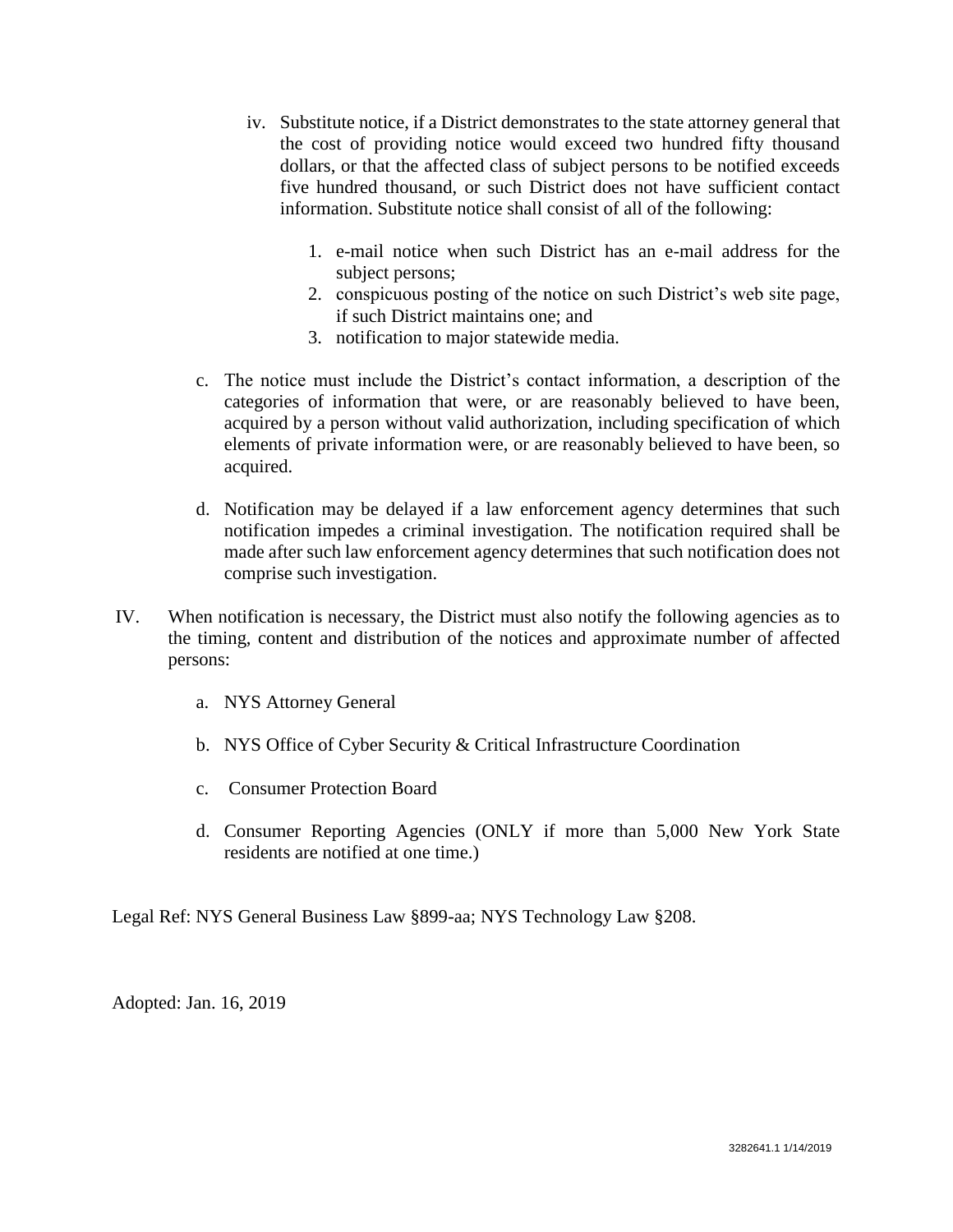iv. Substitute notice, if a District demonstrates to the state attorney general that the cost of providing notice would exceed two hundred fifty thousand dollars, or that the affected class of subject persons to be notified exceeds five hundred thousand, or such District does not have sufficient contact information. Substitute notice shall consist of all of the following:

1. e-mail notice when such District has an e-mail address for the subject persons;
2. conspicuous posting of the notice on such District's web site page, if such District maintains one; and
3. notification to major statewide media.

c. The notice must include the District's contact information, a description of the categories of information that were, or are reasonably believed to have been, acquired by a person without valid authorization, including specification of which elements of private information were, or are reasonably believed to have been, so acquired.

d. Notification may be delayed if a law enforcement agency determines that such notification impedes a criminal investigation. The notification required shall be made after such law enforcement agency determines that such notification does not comprise such investigation.

IV. When notification is necessary, the District must also notify the following agencies as to the timing, content and distribution of the notices and approximate number of affected persons:

a. NYS Attorney General

b. NYS Office of Cyber Security & Critical Infrastructure Coordination

c. Consumer Protection Board

d. Consumer Reporting Agencies (ONLY if more than 5,000 New York State residents are notified at one time.)

Legal Ref: NYS General Business Law §899-aa; NYS Technology Law §208.

Adopted: Jan. 16, 2019

3282641.1 1/14/2019